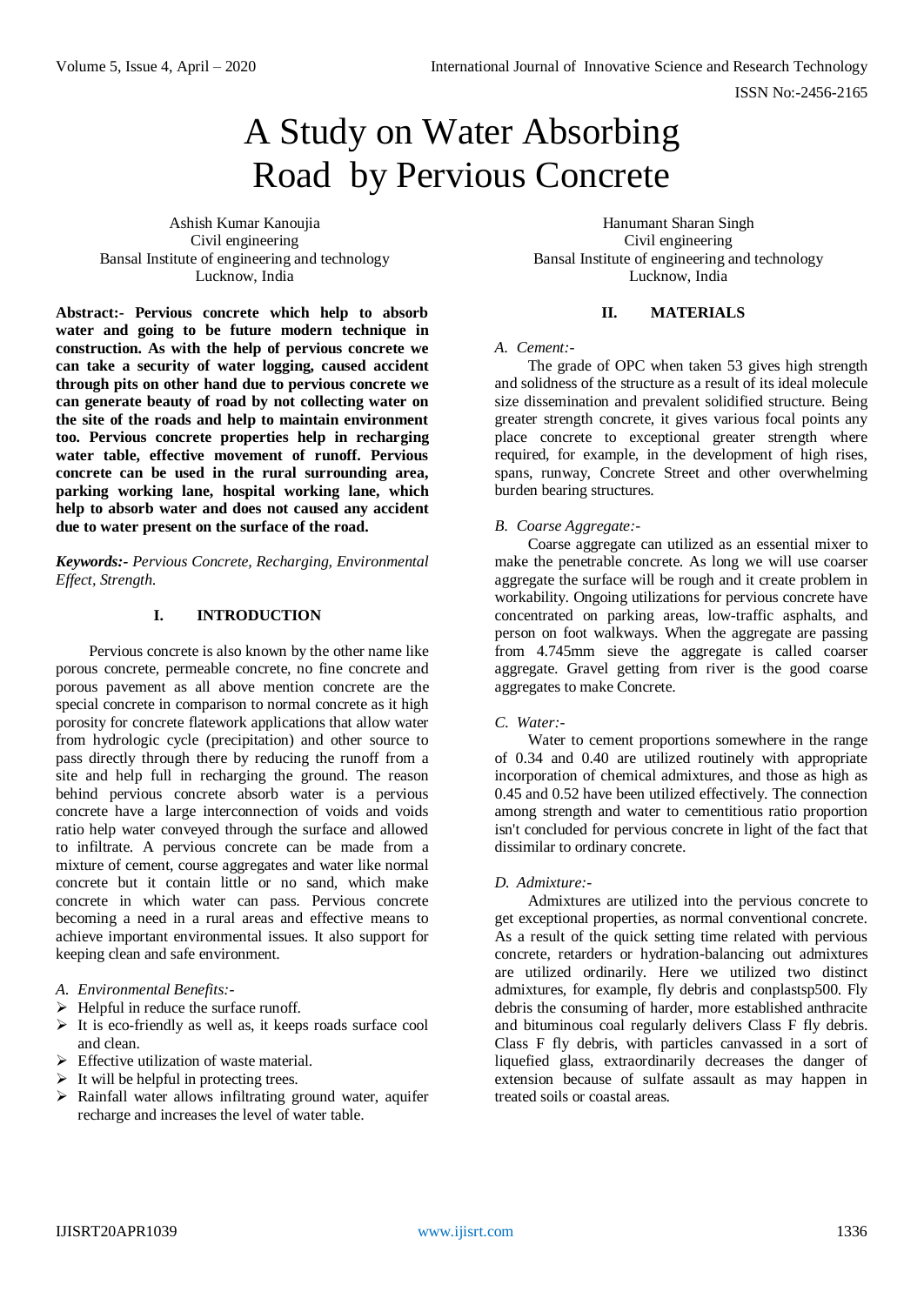# A Study on Water Absorbing Road by Pervious Concrete

Ashish Kumar Kanoujia
Civil engineering
Bansal Institute of engineering and technology
Lucknow, India

Hanumant Sharan Singh
Civil engineering
Bansal Institute of engineering and technology
Lucknow, India

**Abstract:- Pervious concrete which help to absorb water and going to be future modern technique in construction. As with the help of pervious concrete we can take a security of water logging, caused accident through pits on other hand due to pervious concrete we can generate beauty of road by not collecting water on the site of the roads and help to maintain environment too. Pervious concrete properties help in recharging water table, effective movement of runoff. Pervious concrete can be used in the rural surrounding area, parking working lane, hospital working lane, which help to absorb water and does not caused any accident due to water present on the surface of the road.**

***Keywords:-*** *Pervious Concrete, Recharging, Environmental Effect, Strength.*

## I. INTRODUCTION

Pervious concrete is also known by the other name like porous concrete, permeable concrete, no fine concrete and porous pavement as all above mention concrete are the special concrete in comparison to normal concrete as it high porosity for concrete flatework applications that allow water from hydrologic cycle (precipitation) and other source to pass directly through there by reducing the runoff from a site and help full in recharging the ground. The reason behind pervious concrete absorb water is a pervious concrete have a large interconnection of voids and voids ratio help water conveyed through the surface and allowed to infiltrate. A pervious concrete can be made from a mixture of cement, course aggregates and water like normal concrete but it contain little or no sand, which make concrete in which water can pass. Pervious concrete becoming a need in a rural areas and effective means to achieve important environmental issues. It also support for keeping clean and safe environment.

### *A. Environmental Benefits:-*

- Helpful in reduce the surface runoff.
- It is eco-friendly as well as, it keeps roads surface cool and clean.
- Effective utilization of waste material.
- It will be helpful in protecting trees.
- Rainfall water allows infiltrating ground water, aquifer recharge and increases the level of water table.

## II. MATERIALS

### *A. Cement:-*

The grade of OPC when taken 53 gives high strength and solidness of the structure as a result of its ideal molecule size dissemination and prevalent solidified structure. Being greater strength concrete, it gives various focal points any place concrete to exceptional greater strength where required, for example, in the development of high rises, spans, runway, Concrete Street and other overwhelming burden bearing structures.

### *B. Coarse Aggregate:-*

Coarse aggregate can utilized as an essential mixer to make the penetrable concrete. As long we will use coarser aggregate the surface will be rough and it create problem in workability. Ongoing utilizations for pervious concrete have concentrated on parking areas, low-traffic asphalts, and person on foot walkways. When the aggregate are passing from 4.745mm sieve the aggregate is called coarser aggregate. Gravel getting from river is the good coarse aggregates to make Concrete.

### *C. Water:-*

Water to cement proportions somewhere in the range of 0.34 and 0.40 are utilized routinely with appropriate incorporation of chemical admixtures, and those as high as 0.45 and 0.52 have been utilized effectively. The connection among strength and water to cementitious ratio proportion isn't concluded for pervious concrete in light of the fact that dissimilar to ordinary concrete.

### *D. Admixture:-*

Admixtures are utilized into the pervious concrete to get exceptional properties, as normal conventional concrete. As a result of the quick setting time related with pervious concrete, retarders or hydration-balancing out admixtures are utilized ordinarily. Here we utilized two distinct admixtures, for example, fly debris and conplastsp500. Fly debris the consuming of harder, more established anthracite and bituminous coal regularly delivers Class F fly debris. Class F fly debris, with particles canvassed in a sort of liquefied glass, extraordinarily decreases the danger of extension because of sulfate assault as may happen in treated soils or coastal areas.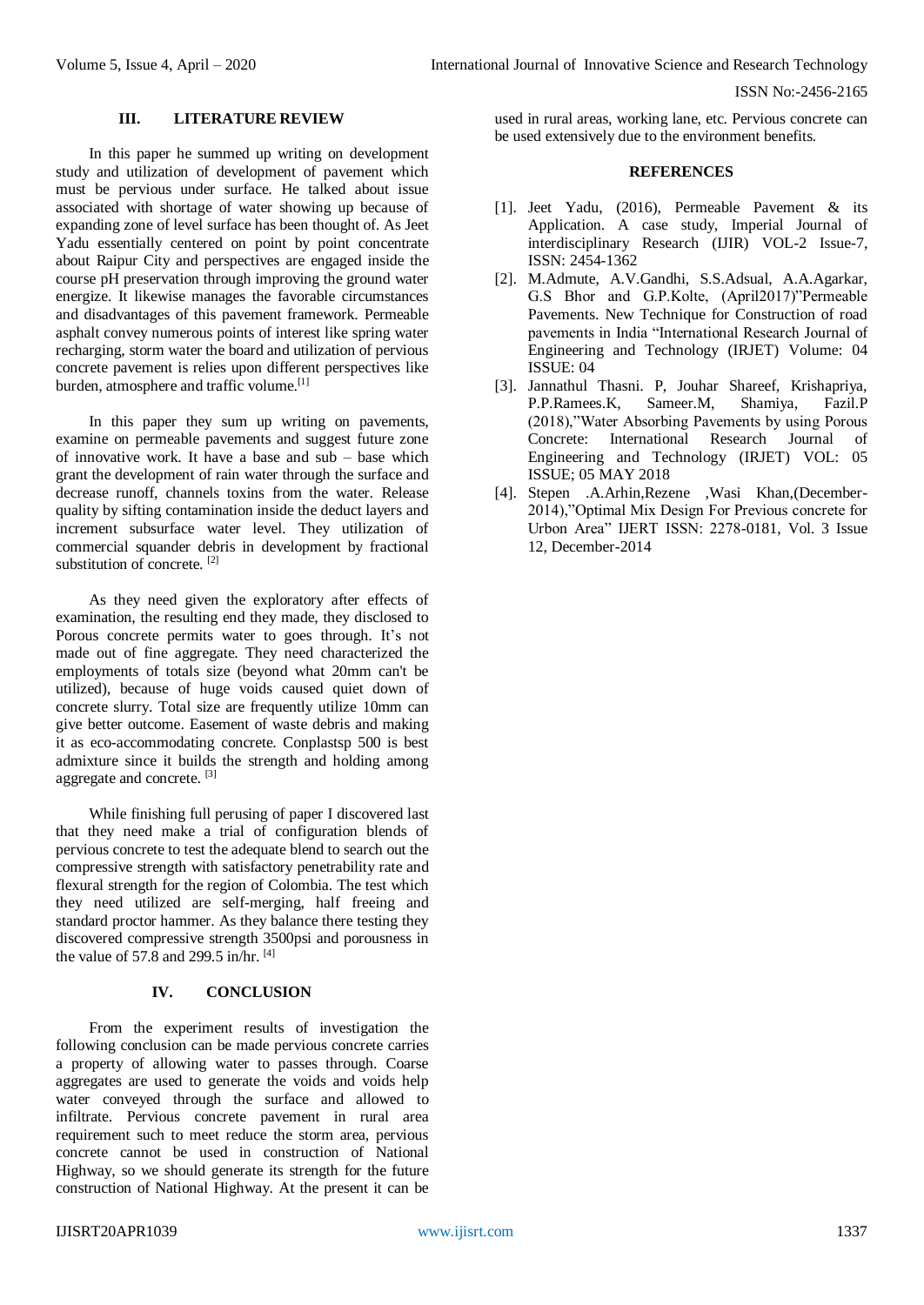## III. LITERATURE REVIEW

In this paper he summed up writing on development study and utilization of development of pavement which must be pervious under surface. He talked about issue associated with shortage of water showing up because of expanding zone of level surface has been thought of. As Jeet Yadu essentially centered on point by point concentrate about Raipur City and perspectives are engaged inside the course pH preservation through improving the ground water energize. It likewise manages the favorable circumstances and disadvantages of this pavement framework. Permeable asphalt convey numerous points of interest like spring water recharging, storm water the board and utilization of pervious concrete pavement is relies upon different perspectives like burden, atmosphere and traffic volume.[1]

In this paper they sum up writing on pavements, examine on permeable pavements and suggest future zone of innovative work. It have a base and sub – base which grant the development of rain water through the surface and decrease runoff, channels toxins from the water. Release quality by sifting contamination inside the deduct layers and increment subsurface water level. They utilization of commercial squander debris in development by fractional substitution of concrete. [2]

As they need given the exploratory after effects of examination, the resulting end they made, they disclosed to Porous concrete permits water to goes through. It's not made out of fine aggregate. They need characterized the employments of totals size (beyond what 20mm can't be utilized), because of huge voids caused quiet down of concrete slurry. Total size are frequently utilize 10mm can give better outcome. Easement of waste debris and making it as eco-accommodating concrete. Conplastsp 500 is best admixture since it builds the strength and holding among aggregate and concrete. [3]

While finishing full perusing of paper I discovered last that they need make a trial of configuration blends of pervious concrete to test the adequate blend to search out the compressive strength with satisfactory penetrability rate and flexural strength for the region of Colombia. The test which they need utilized are self-merging, half freeing and standard proctor hammer. As they balance there testing they discovered compressive strength 3500psi and porousness in the value of 57.8 and 299.5 in/hr. [4]

## IV. CONCLUSION

From the experiment results of investigation the following conclusion can be made pervious concrete carries a property of allowing water to passes through. Coarse aggregates are used to generate the voids and voids help water conveyed through the surface and allowed to infiltrate. Pervious concrete pavement in rural area requirement such to meet reduce the storm area, pervious concrete cannot be used in construction of National Highway, so we should generate its strength for the future construction of National Highway. At the present it can be used in rural areas, working lane, etc. Pervious concrete can be used extensively due to the environment benefits.

## REFERENCES

[1]. Jeet Yadu, (2016), Permeable Pavement & its Application. A case study, Imperial Journal of interdisciplinary Research (IJIR) VOL-2 Issue-7, ISSN: 2454-1362

[2]. M.Admute, A.V.Gandhi, S.S.Adsual, A.A.Agarkar, G.S Bhor and G.P.Kolte, (April2017)"Permeable Pavements. New Technique for Construction of road pavements in India "International Research Journal of Engineering and Technology (IRJET) Volume: 04 ISSUE: 04

[3]. Jannathul Thasni. P, Jouhar Shareef, Krishapriya, P.P.Ramees.K, Sameer.M, Shamiya, Fazil.P (2018),"Water Absorbing Pavements by using Porous Concrete: International Research Journal of Engineering and Technology (IRJET) VOL: 05 ISSUE; 05 MAY 2018

[4]. Stepen .A.Arhin,Rezene ,Wasi Khan,(December-2014),"Optimal Mix Design For Previous concrete for Urbon Area" IJERT ISSN: 2278-0181, Vol. 3 Issue 12, December-2014